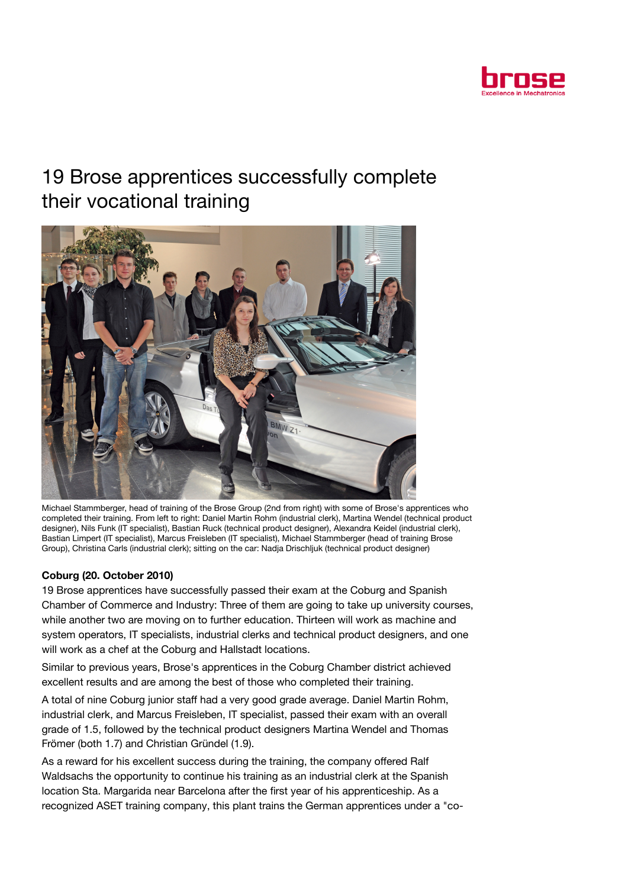# 19 Brose apprentices successfully complete their vocational training

Michael Stammberger, head of training of the Brose Group (2nd from right) with some of Brose's apprentices who completed their training. From left to right: Daniel Martin Rohm (industrial clerk), Martina Wendel (technical product designer), Nils Funk (IT specialist), Bastian Ruck (technical product designer), Alexandra Keidel (industrial clerk), Bastian Limpert (IT specialist), Marcus Freisleben (IT specialist), Michael Stammberger (head of training Brose Group), Christina Carls (industrial clerk); sitting on the car: Nadja Drischljuk (technical product designer)

**Coburg (20. October 2010)**

19 Brose apprentices have successfully passed their exam at the Coburg and Spanish Chamber of Commerce and Industry: Three of them are going to take up university courses, while another two are moving on to further education. Thirteen will work as machine and system operators, IT specialists, industrial clerks and technical product designers, and one will work as a chef at the Coburg and Hallstadt locations.

Similar to previous years, Brose's apprentices in the Coburg Chamber district achieved excellent results and are among the best of those who completed their training.

A total of nine Coburg junior staff had a very good grade average. Daniel Martin Rohm, industrial clerk, and Marcus Freisleben, IT specialist, passed their exam with an overall grade of 1.5, followed by the technical product designers Martina Wendel and Thomas Frömer (both 1.7) and Christian Gründel (1.9).

As a reward for his excellent success during the training, the company offered Ralf Waldsachs the opportunity to continue his training as an industrial clerk at the Spanish location Sta. Margarida near Barcelona after the first year of his apprenticeship. As a recognized ASET training company, this plant trains the German apprentices under a "co-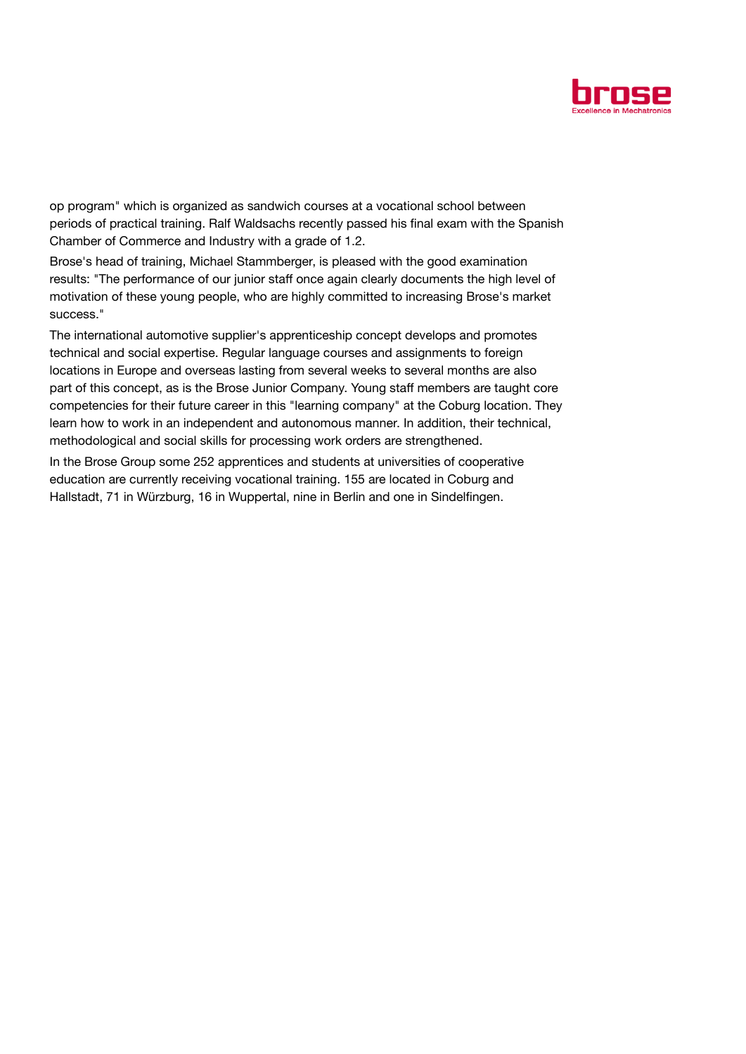op program" which is organized as sandwich courses at a vocational school between periods of practical training. Ralf Waldsachs recently passed his final exam with the Spanish Chamber of Commerce and Industry with a grade of 1.2.

Brose's head of training, Michael Stammberger, is pleased with the good examination results: "The performance of our junior staff once again clearly documents the high level of motivation of these young people, who are highly committed to increasing Brose's market success."

The international automotive supplier's apprenticeship concept develops and promotes technical and social expertise. Regular language courses and assignments to foreign locations in Europe and overseas lasting from several weeks to several months are also part of this concept, as is the Brose Junior Company. Young staff members are taught core competencies for their future career in this "learning company" at the Coburg location. They learn how to work in an independent and autonomous manner. In addition, their technical, methodological and social skills for processing work orders are strengthened.

In the Brose Group some 252 apprentices and students at universities of cooperative education are currently receiving vocational training. 155 are located in Coburg and Hallstadt, 71 in Würzburg, 16 in Wuppertal, nine in Berlin and one in Sindelfingen.